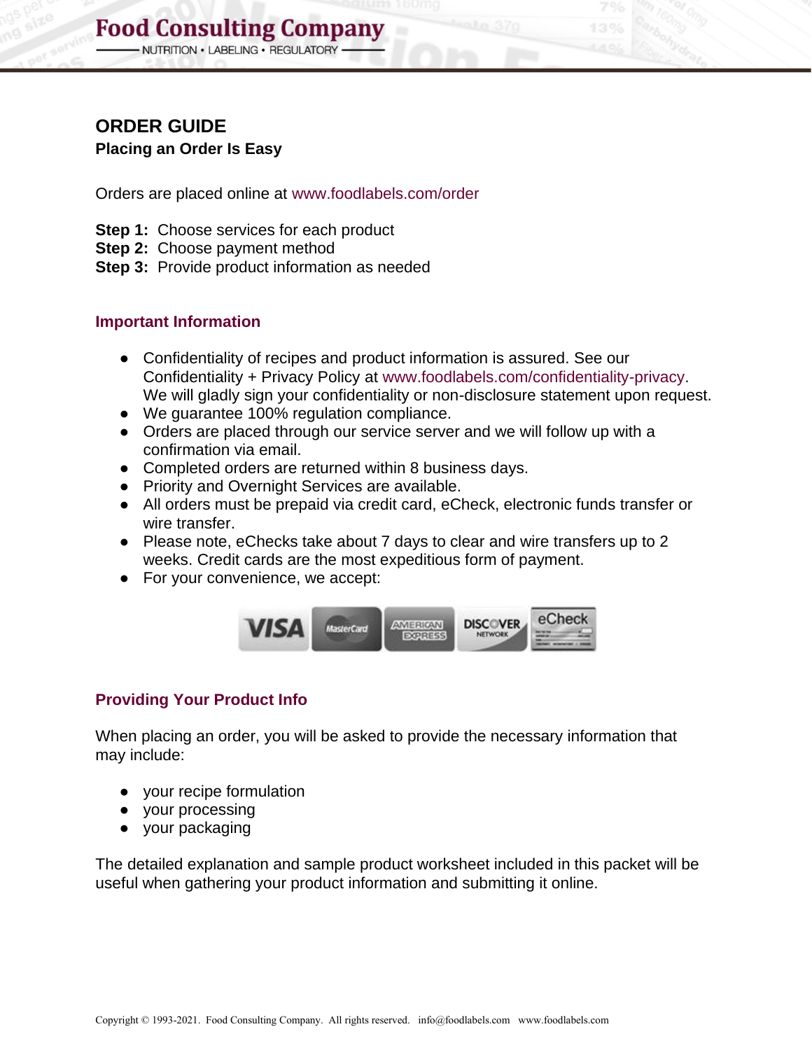# ORDER GUIDE

## Placing an Order Is Easy

Orders are placed online at www.foodlabels.com/order

**Step 1:** Choose services for each product
**Step 2:** Choose payment method
**Step 3:** Provide product information as needed

### Important Information

- Confidentiality of recipes and product information is assured. See our Confidentiality + Privacy Policy at www.foodlabels.com/confidentiality-privacy. We will gladly sign your confidentiality or non-disclosure statement upon request.
- We guarantee 100% regulation compliance.
- Orders are placed through our service server and we will follow up with a confirmation via email.
- Completed orders are returned within 8 business days.
- Priority and Overnight Services are available.
- All orders must be prepaid via credit card, eCheck, electronic funds transfer or wire transfer.
- Please note, eChecks take about 7 days to clear and wire transfers up to 2 weeks. Credit cards are the most expeditious form of payment.
- For your convenience, we accept:

### Providing Your Product Info

When placing an order, you will be asked to provide the necessary information that may include:

- your recipe formulation
- your processing
- your packaging

The detailed explanation and sample product worksheet included in this packet will be useful when gathering your product information and submitting it online.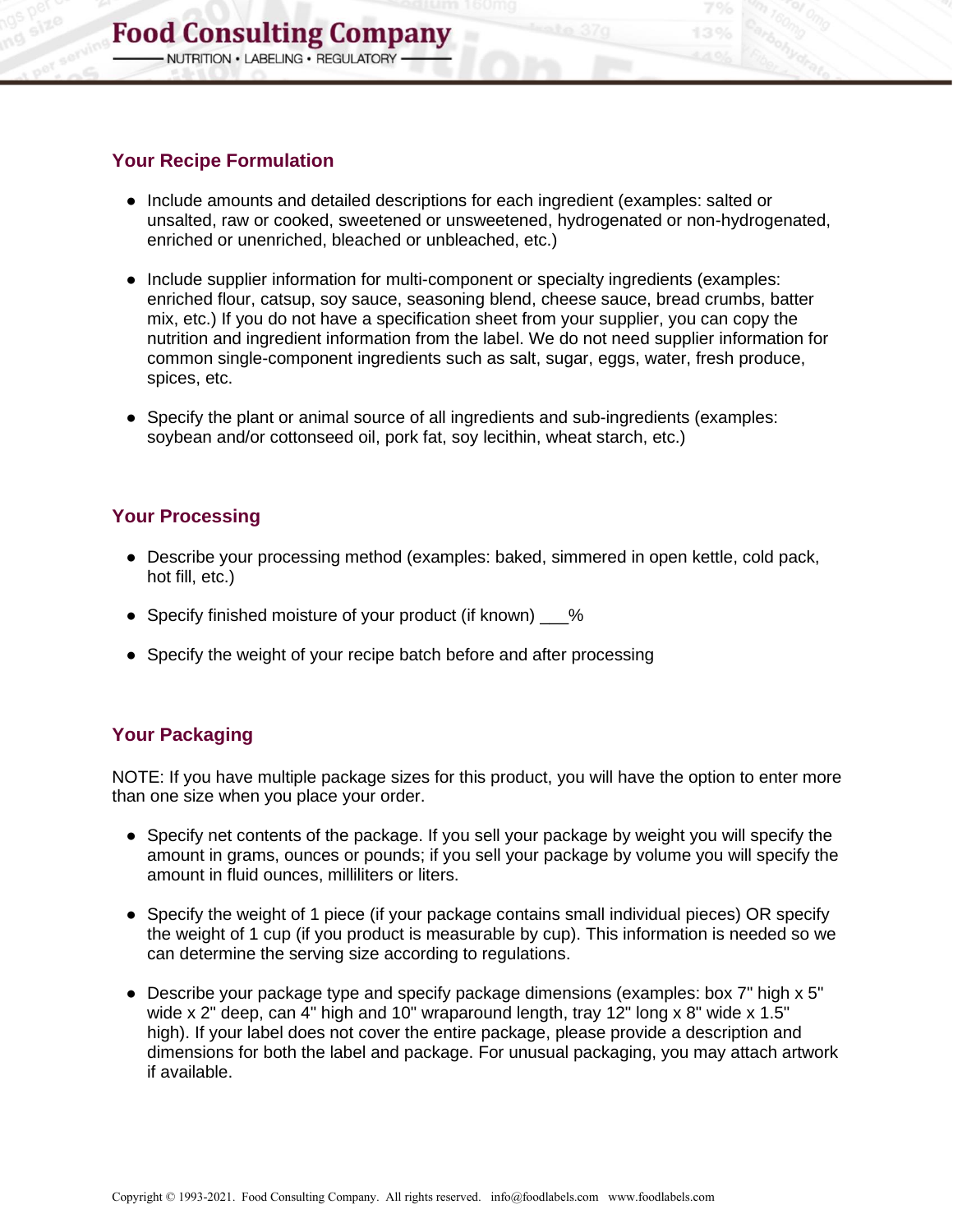## Your Recipe Formulation

- Include amounts and detailed descriptions for each ingredient (examples: salted or unsalted, raw or cooked, sweetened or unsweetened, hydrogenated or non-hydrogenated, enriched or unenriched, bleached or unbleached, etc.)
- Include supplier information for multi-component or specialty ingredients (examples: enriched flour, catsup, soy sauce, seasoning blend, cheese sauce, bread crumbs, batter mix, etc.) If you do not have a specification sheet from your supplier, you can copy the nutrition and ingredient information from the label. We do not need supplier information for common single-component ingredients such as salt, sugar, eggs, water, fresh produce, spices, etc.
- Specify the plant or animal source of all ingredients and sub-ingredients (examples: soybean and/or cottonseed oil, pork fat, soy lecithin, wheat starch, etc.)

## Your Processing

- Describe your processing method (examples: baked, simmered in open kettle, cold pack, hot fill, etc.)
- Specify finished moisture of your product (if known) ___%
- Specify the weight of your recipe batch before and after processing

## Your Packaging

NOTE: If you have multiple package sizes for this product, you will have the option to enter more than one size when you place your order.

- Specify net contents of the package. If you sell your package by weight you will specify the amount in grams, ounces or pounds; if you sell your package by volume you will specify the amount in fluid ounces, milliliters or liters.
- Specify the weight of 1 piece (if your package contains small individual pieces) OR specify the weight of 1 cup (if you product is measurable by cup). This information is needed so we can determine the serving size according to regulations.
- Describe your package type and specify package dimensions (examples: box 7" high x 5" wide x 2" deep, can 4" high and 10" wraparound length, tray 12" long x 8" wide x 1.5" high). If your label does not cover the entire package, please provide a description and dimensions for both the label and package. For unusual packaging, you may attach artwork if available.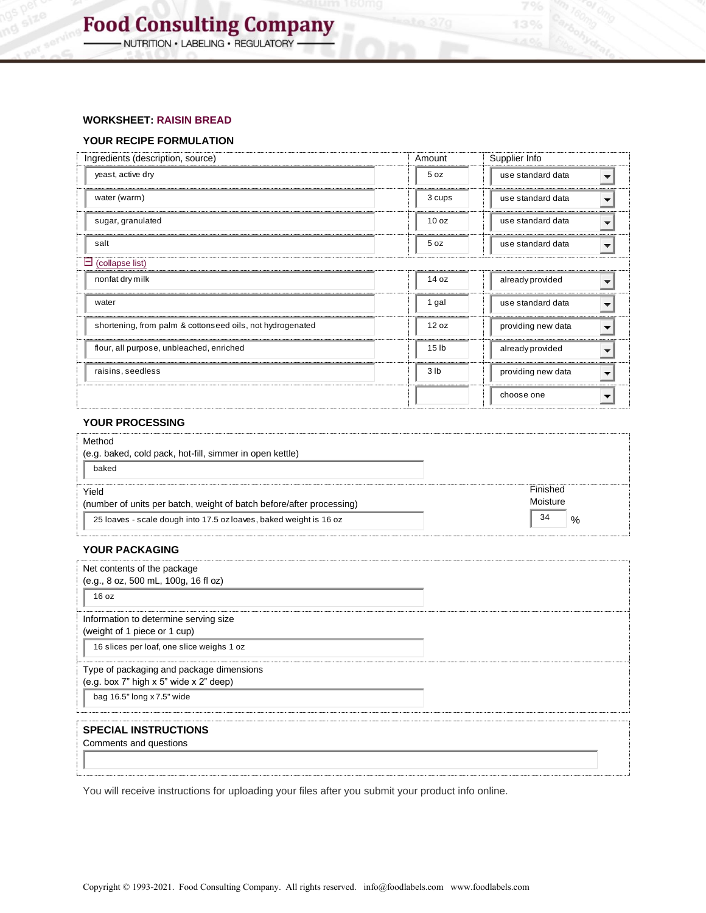**Food Consulting Company**

NUTRITION • LABELING • REGULATORY

**WORKSHEET: RAISIN BREAD**

**YOUR RECIPE FORMULATION**

| Ingredients (description, source) | Amount | Supplier Info |
|---|---|---|
| yeast, active dry | 5 oz | use standard data |
| water (warm) | 3 cups | use standard data |
| sugar, granulated | 10 oz | use standard data |
| salt | 5 oz | use standard data |
| (collapse list) | | |
| nonfat dry milk | 14 oz | already provided |
| water | 1 gal | use standard data |
| shortening, from palm & cottonseed oils, not hydrogenated | 12 oz | providing new data |
| flour, all purpose, unbleached, enriched | 15 lb | already provided |
| raisins, seedless | 3 lb | providing new data |
| | | choose one |

**YOUR PROCESSING**

Method
(e.g. baked, cold pack, hot-fill, simmer in open kettle)

baked

Yield
(number of units per batch, weight of batch before/after processing)

25 loaves - scale dough into 17.5 oz loaves, baked weight is 16 oz

Finished Moisture

34 %

**YOUR PACKAGING**

Net contents of the package
(e.g., 8 oz, 500 mL, 100g, 16 fl oz)

16 oz

Information to determine serving size
(weight of 1 piece or 1 cup)

16 slices per loaf, one slice weighs 1 oz

Type of packaging and package dimensions
(e.g. box 7" high x 5" wide x 2" deep)

bag 16.5" long x 7.5" wide

**SPECIAL INSTRUCTIONS**

Comments and questions

You will receive instructions for uploading your files after you submit your product info online.

Copyright © 1993-2021. Food Consulting Company. All rights reserved. info@foodlabels.com www.foodlabels.com